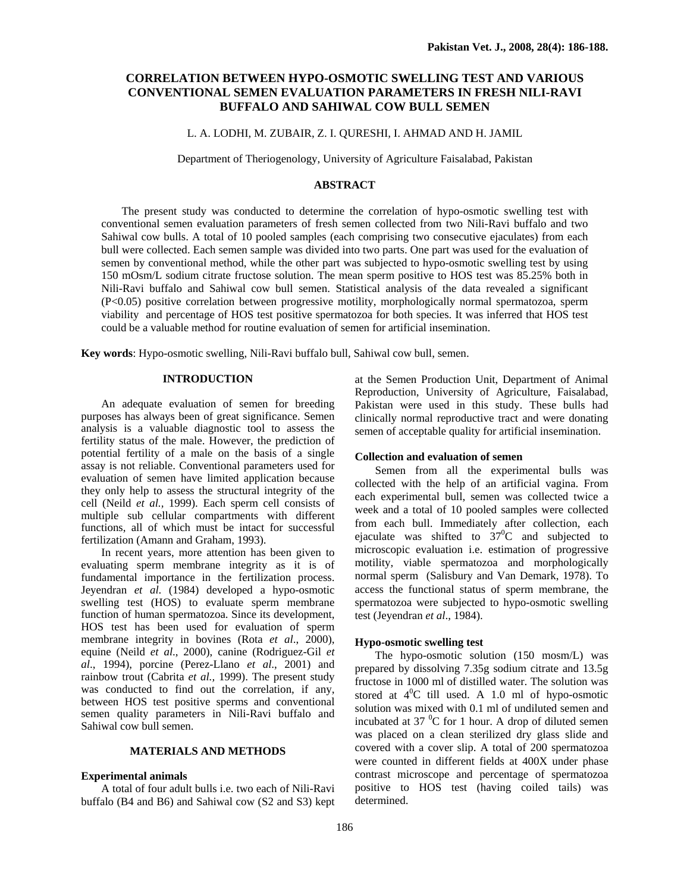# CORRELATION BETWEEN HYPO-OSMOTIC SWELLING TEST AND VARIOUS CONVENTIONAL SEMEN EVALUATION PARAMETERS IN FRESH NILI-RAVI BUFFALO AND SAHIWAL COW BULL SEMEN

L. A. LODHI, M. ZUBAIR, Z. I. QURESHI, I. AHMAD AND H. JAMIL

Department of Theriogenology, University of Agriculture Faisalabad, Pakistan

## ABSTRACT

The present study was conducted to determine the correlation of hypo-osmotic swelling test with conventional semen evaluation parameters of fresh semen collected from two Nili-Ravi buffalo and two Sahiwal cow bulls. A total of 10 pooled samples (each comprising two consecutive ejaculates) from each bull were collected. Each semen sample was divided into two parts. One part was used for the evaluation of semen by conventional method, while the other part was subjected to hypo-osmotic swelling test by using 150 mOsm/L sodium citrate fructose solution. The mean sperm positive to HOS test was 85.25% both in Nili-Ravi buffalo and Sahiwal cow bull semen. Statistical analysis of the data revealed a significant ($P<0.05$) positive correlation between progressive motility, morphologically normal spermatozoa, sperm viability and percentage of HOS test positive spermatozoa for both species. It was inferred that HOS test could be a valuable method for routine evaluation of semen for artificial insemination.

**Key words**: Hypo-osmotic swelling, Nili-Ravi buffalo bull, Sahiwal cow bull, semen.

## INTRODUCTION

An adequate evaluation of semen for breeding purposes has always been of great significance. Semen analysis is a valuable diagnostic tool to assess the fertility status of the male. However, the prediction of potential fertility of a male on the basis of a single assay is not reliable. Conventional parameters used for evaluation of semen have limited application because they only help to assess the structural integrity of the cell (Neild *et al.,* 1999). Each sperm cell consists of multiple sub cellular compartments with different functions, all of which must be intact for successful fertilization (Amann and Graham, 1993).

In recent years, more attention has been given to evaluating sperm membrane integrity as it is of fundamental importance in the fertilization process. Jeyendran *et al.* (1984) developed a hypo-osmotic swelling test (HOS) to evaluate sperm membrane function of human spermatozoa. Since its development, HOS test has been used for evaluation of sperm membrane integrity in bovines (Rota *et al.,* 2000), equine (Neild *et al.,* 2000), canine (Rodriguez-Gil *et al.,* 1994), porcine (Perez-Llano *et al.,* 2001) and rainbow trout (Cabrita *et al.,* 1999). The present study was conducted to find out the correlation, if any, between HOS test positive sperms and conventional semen quality parameters in Nili-Ravi buffalo and Sahiwal cow bull semen.

## MATERIALS AND METHODS

### Experimental animals

A total of four adult bulls i.e. two each of Nili-Ravi buffalo (B4 and B6) and Sahiwal cow (S2 and S3) kept at the Semen Production Unit, Department of Animal Reproduction, University of Agriculture, Faisalabad, Pakistan were used in this study. These bulls had clinically normal reproductive tract and were donating semen of acceptable quality for artificial insemination.

### Collection and evaluation of semen

Semen from all the experimental bulls was collected with the help of an artificial vagina. From each experimental bull, semen was collected twice a week and a total of 10 pooled samples were collected from each bull. Immediately after collection, each ejaculate was shifted to $37^0$C and subjected to microscopic evaluation i.e. estimation of progressive motility, viable spermatozoa and morphologically normal sperm (Salisbury and Van Demark, 1978). To access the functional status of sperm membrane, the spermatozoa were subjected to hypo-osmotic swelling test (Jeyendran *et al*., 1984).

### Hypo-osmotic swelling test

The hypo-osmotic solution (150 mosm/L) was prepared by dissolving 7.35g sodium citrate and 13.5g fructose in 1000 ml of distilled water. The solution was stored at $4^0$C till used. A 1.0 ml of hypo-osmotic solution was mixed with 0.1 ml of undiluted semen and incubated at 37 $^0$C for 1 hour. A drop of diluted semen was placed on a clean sterilized dry glass slide and covered with a cover slip. A total of 200 spermatozoa were counted in different fields at 400X under phase contrast microscope and percentage of spermatozoa positive to HOS test (having coiled tails) was determined.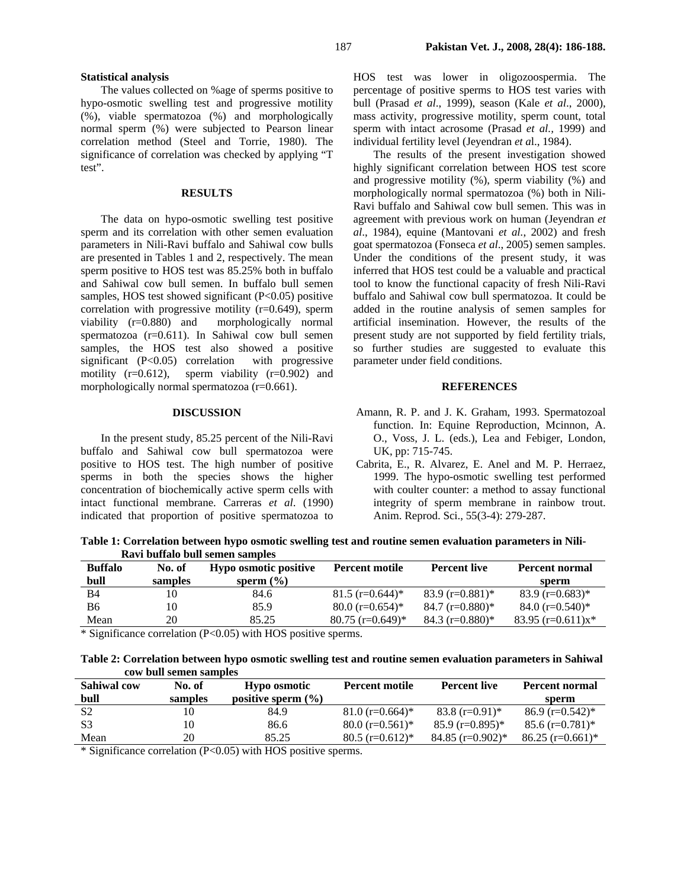### Statistical analysis

The values collected on %age of sperms positive to hypo-osmotic swelling test and progressive motility (%), viable spermatozoa (%) and morphologically normal sperm (%) were subjected to Pearson linear correlation method (Steel and Torrie, 1980). The significance of correlation was checked by applying "T test".

## RESULTS

The data on hypo-osmotic swelling test positive sperm and its correlation with other semen evaluation parameters in Nili-Ravi buffalo and Sahiwal cow bulls are presented in Tables 1 and 2, respectively. The mean sperm positive to HOS test was 85.25% both in buffalo and Sahiwal cow bull semen. In buffalo bull semen samples, HOS test showed significant ($P<0.05$) positive correlation with progressive motility (r=0.649), sperm viability (r=0.880) and morphologically normal spermatozoa (r=0.611). In Sahiwal cow bull semen samples, the HOS test also showed a positive significant ($P<0.05$) correlation with progressive motility (r=0.612), sperm viability (r=0.902) and morphologically normal spermatozoa (r=0.661).

## DISCUSSION

In the present study, 85.25 percent of the Nili-Ravi buffalo and Sahiwal cow bull spermatozoa were positive to HOS test. The high number of positive sperms in both the species shows the higher concentration of biochemically active sperm cells with intact functional membrane. Carreras *et al*. (1990) indicated that proportion of positive spermatozoa to HOS test was lower in oligozoospermia. The percentage of positive sperms to HOS test varies with bull (Prasad *et al*., 1999), season (Kale *et al*., 2000), mass activity, progressive motility, sperm count, total sperm with intact acrosome (Prasad *et al.*, 1999) and individual fertility level (Jeyendran *et a*l., 1984).

The results of the present investigation showed highly significant correlation between HOS test score and progressive motility (%), sperm viability (%) and morphologically normal spermatozoa (%) both in Nili-Ravi buffalo and Sahiwal cow bull semen. This was in agreement with previous work on human (Jeyendran *et al*., 1984), equine (Mantovani *et al.*, 2002) and fresh goat spermatozoa (Fonseca *et al*., 2005) semen samples. Under the conditions of the present study, it was inferred that HOS test could be a valuable and practical tool to know the functional capacity of fresh Nili-Ravi buffalo and Sahiwal cow bull spermatozoa. It could be added in the routine analysis of semen samples for artificial insemination. However, the results of the present study are not supported by field fertility trials, so further studies are suggested to evaluate this parameter under field conditions.

## REFERENCES

Amann, R. P. and J. K. Graham, 1993. Spermatozoal function. In: Equine Reproduction, Mcinnon, A. O., Voss, J. L. (eds.), Lea and Febiger, London, UK, pp: 715-745.

Cabrita, E., R. Alvarez, E. Anel and M. P. Herraez, 1999. The hypo-osmotic swelling test performed with coulter counter: a method to assay functional integrity of sperm membrane in rainbow trout. Anim. Reprod. Sci., 55(3-4): 279-287.

**Table 1: Correlation between hypo osmotic swelling test and routine semen evaluation parameters in Nili-Ravi buffalo bull semen samples**

| Buffalo bull | No. of samples | Hypo osmotic positive sperm (%) | Percent motile | Percent live | Percent normal sperm |
|---|---|---|---|---|---|
| B4 | 10 | 84.6 | 81.5 (r=0.644)* | 83.9 (r=0.881)* | 83.9 (r=0.683)* |
| B6 | 10 | 85.9 | 80.0 (r=0.654)* | 84.7 (r=0.880)* | 84.0 (r=0.540)* |
| Mean | 20 | 85.25 | 80.75 (r=0.649)* | 84.3 (r=0.880)* | 83.95 (r=0.611)x* |

* Significance correlation ($P<0.05$) with HOS positive sperms.

**Table 2: Correlation between hypo osmotic swelling test and routine semen evaluation parameters in Sahiwal cow bull semen samples**

| Sahiwal cow bull | No. of samples | Hypo osmotic positive sperm (%) | Percent motile | Percent live | Percent normal sperm |
|---|---|---|---|---|---|
| S2 | 10 | 84.9 | 81.0 (r=0.664)* | 83.8 (r=0.91)* | 86.9 (r=0.542)* |
| S3 | 10 | 86.6 | 80.0 (r=0.561)* | 85.9 (r=0.895)* | 85.6 (r=0.781)* |
| Mean | 20 | 85.25 | 80.5 (r=0.612)* | 84.85 (r=0.902)* | 86.25 (r=0.661)* |

* Significance correlation ($P<0.05$) with HOS positive sperms.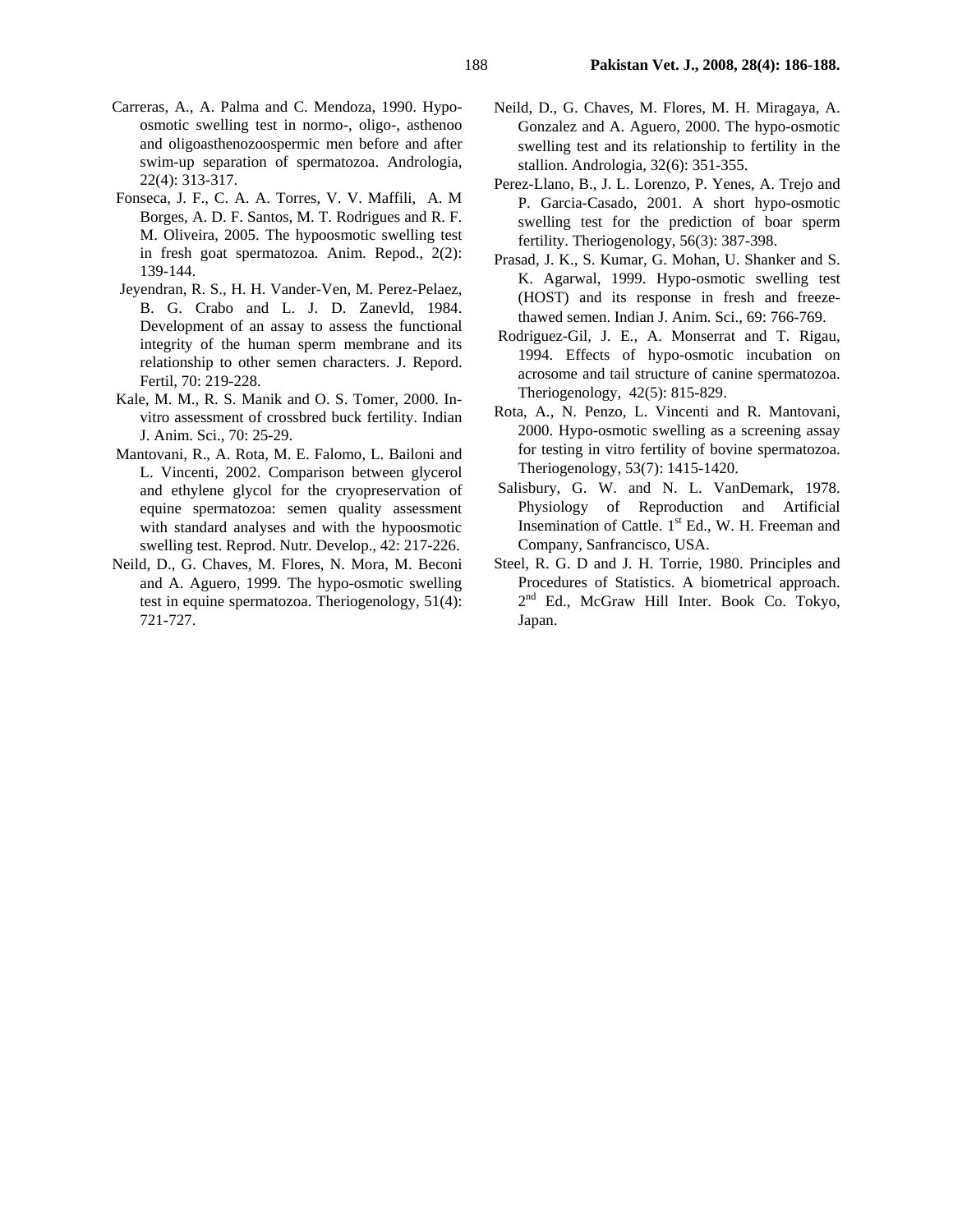Carreras, A., A. Palma and C. Mendoza, 1990. Hypo-osmotic swelling test in normo-, oligo-, asthenoo and oligoasthenozoospermic men before and after swim-up separation of spermatozoa. Andrologia, 22(4): 313-317.

Fonseca, J. F., C. A. A. Torres, V. V. Maffili, A. M Borges, A. D. F. Santos, M. T. Rodrigues and R. F. M. Oliveira, 2005. The hypoosmotic swelling test in fresh goat spermatozoa. Anim. Repod., 2(2): 139-144.

Jeyendran, R. S., H. H. Vander-Ven, M. Perez-Pelaez, B. G. Crabo and L. J. D. Zanevld, 1984. Development of an assay to assess the functional integrity of the human sperm membrane and its relationship to other semen characters. J. Repord. Fertil, 70: 219-228.

Kale, M. M., R. S. Manik and O. S. Tomer, 2000. In-vitro assessment of crossbred buck fertility. Indian J. Anim. Sci., 70: 25-29.

Mantovani, R., A. Rota, M. E. Falomo, L. Bailoni and L. Vincenti, 2002. Comparison between glycerol and ethylene glycol for the cryopreservation of equine spermatozoa: semen quality assessment with standard analyses and with the hypoosmotic swelling test. Reprod. Nutr. Develop., 42: 217-226.

Neild, D., G. Chaves, M. Flores, N. Mora, M. Beconi and A. Aguero, 1999. The hypo-osmotic swelling test in equine spermatozoa. Theriogenology, 51(4): 721-727.

Neild, D., G. Chaves, M. Flores, M. H. Miragaya, A. Gonzalez and A. Aguero, 2000. The hypo-osmotic swelling test and its relationship to fertility in the stallion. Andrologia, 32(6): 351-355.

Perez-Llano, B., J. L. Lorenzo, P. Yenes, A. Trejo and P. Garcia-Casado, 2001. A short hypo-osmotic swelling test for the prediction of boar sperm fertility. Theriogenology, 56(3): 387-398.

Prasad, J. K., S. Kumar, G. Mohan, U. Shanker and S. K. Agarwal, 1999. Hypo-osmotic swelling test (HOST) and its response in fresh and freeze-thawed semen. Indian J. Anim. Sci., 69: 766-769.

Rodriguez-Gil, J. E., A. Monserrat and T. Rigau, 1994. Effects of hypo-osmotic incubation on acrosome and tail structure of canine spermatozoa. Theriogenology, 42(5): 815-829.

Rota, A., N. Penzo, L. Vincenti and R. Mantovani, 2000. Hypo-osmotic swelling as a screening assay for testing in vitro fertility of bovine spermatozoa. Theriogenology, 53(7): 1415-1420.

Salisbury, G. W. and N. L. VanDemark, 1978. Physiology of Reproduction and Artificial Insemination of Cattle. 1st Ed., W. H. Freeman and Company, Sanfrancisco, USA.

Steel, R. G. D and J. H. Torrie, 1980. Principles and Procedures of Statistics. A biometrical approach. 2nd Ed., McGraw Hill Inter. Book Co. Tokyo, Japan.